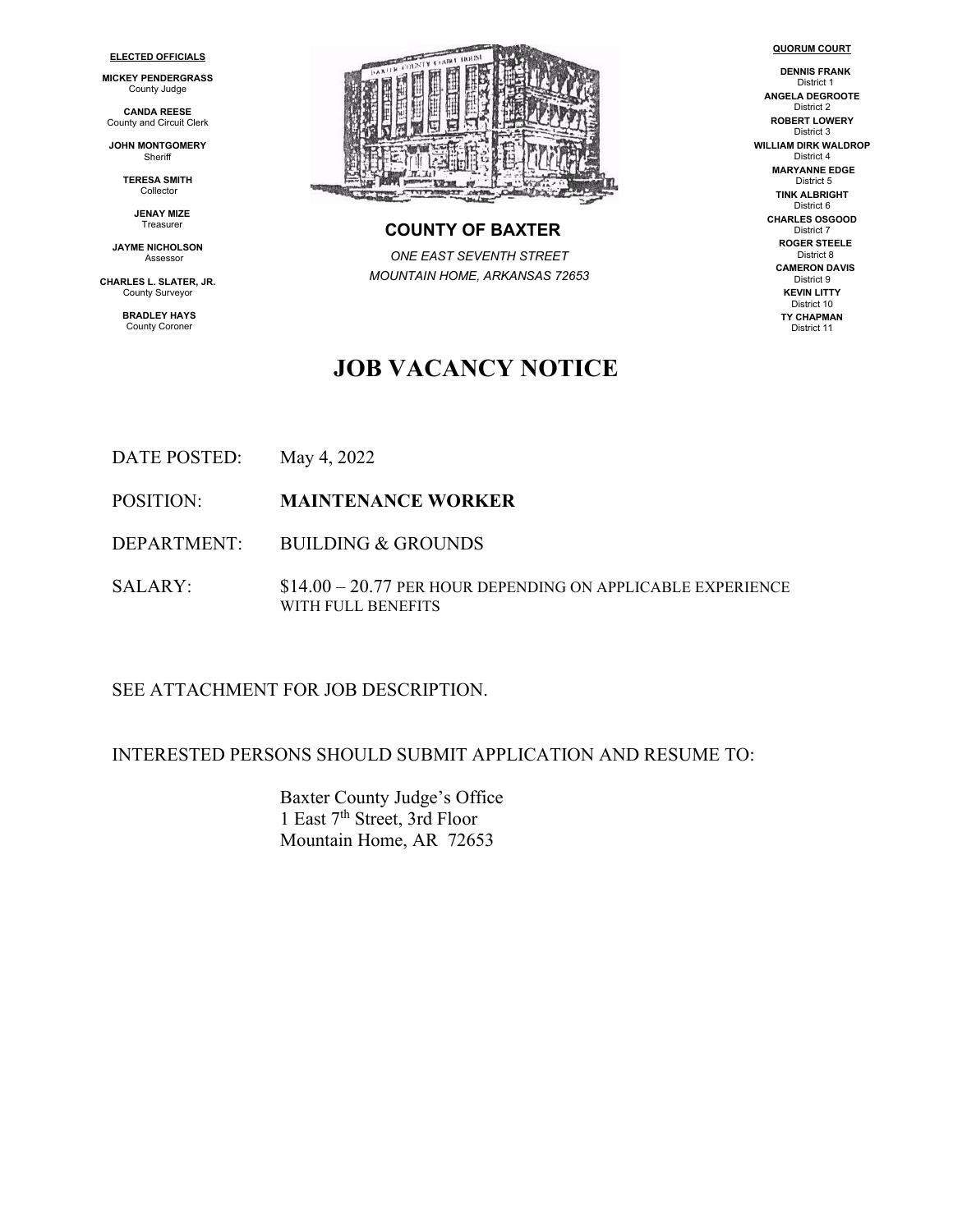**ELECTED OFFICIALS**

**MICKEY PENDERGRASS**
County Judge

**CANDA REESE**
County and Circuit Clerk

**JOHN MONTGOMERY**
Sheriff

**TERESA SMITH**
Collector

**JENAY MIZE**
Treasurer

**JAYME NICHOLSON**
Assessor

**CHARLES L. SLATER, JR.**
County Surveyor

**BRADLEY HAYS**
County Coroner

**COUNTY OF BAXTER**

*ONE EAST SEVENTH STREET*
*MOUNTAIN HOME, ARKANSAS 72653*

**QUORUM COURT**

**DENNIS FRANK**
District 1

**ANGELA DEGROOTE**
District 2

**ROBERT LOWERY**
District 3

**WILLIAM DIRK WALDROP**
District 4

**MARYANNE EDGE**
District 5

**TINK ALBRIGHT**
District 6

**CHARLES OSGOOD**
District 7

**ROGER STEELE**
District 8

**CAMERON DAVIS**
District 9

**KEVIN LITTY**
District 10

**TY CHAPMAN**
District 11

# JOB VACANCY NOTICE

DATE POSTED: May 4, 2022

POSITION: **MAINTENANCE WORKER**

DEPARTMENT: BUILDING & GROUNDS

SALARY: $14.00 – 20.77 PER HOUR DEPENDING ON APPLICABLE EXPERIENCE WITH FULL BENEFITS

SEE ATTACHMENT FOR JOB DESCRIPTION.

INTERESTED PERSONS SHOULD SUBMIT APPLICATION AND RESUME TO:

Baxter County Judge's Office
1 East 7th Street, 3rd Floor
Mountain Home, AR 72653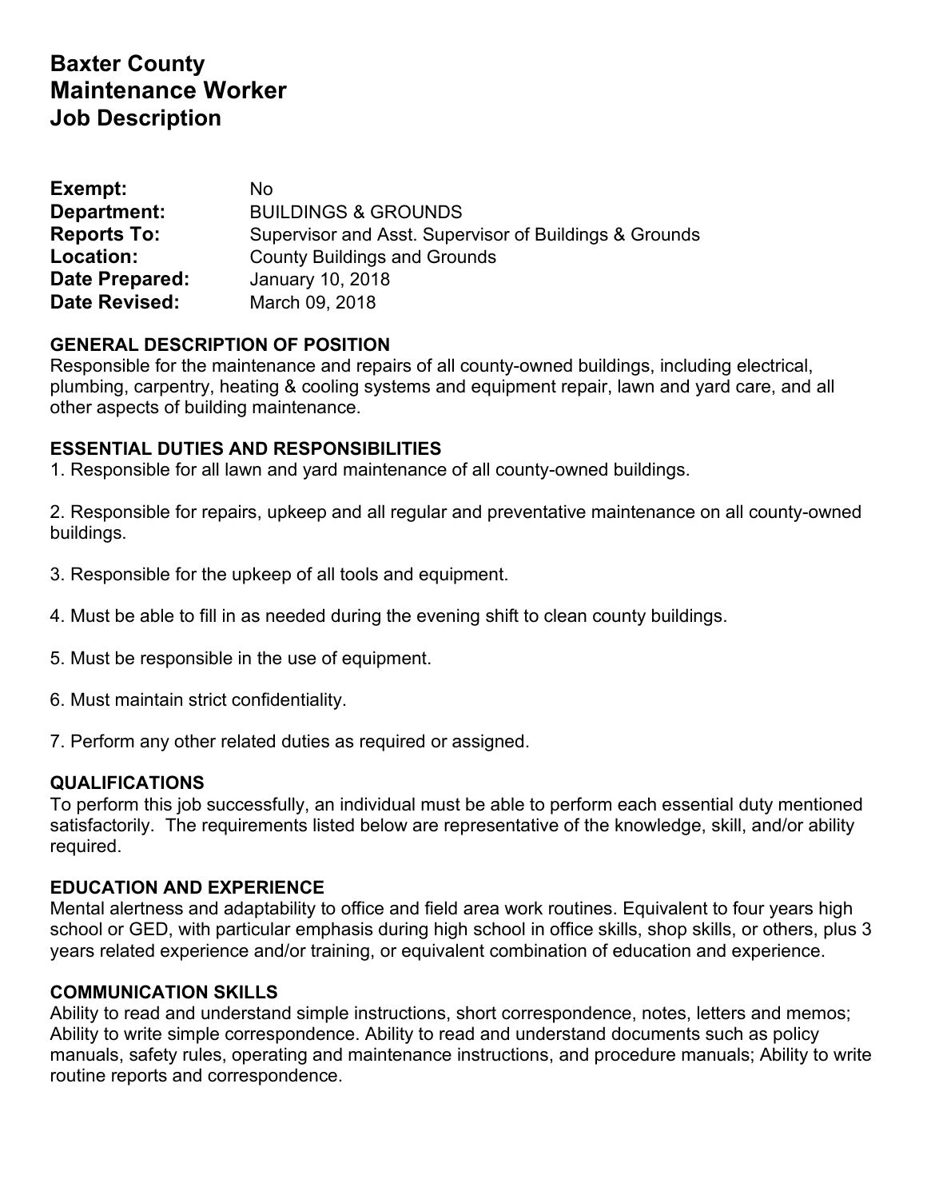# Baxter County
# Maintenance Worker
# Job Description

**Exempt:** No
**Department:** BUILDINGS & GROUNDS
**Reports To:** Supervisor and Asst. Supervisor of Buildings & Grounds
**Location:** County Buildings and Grounds
**Date Prepared:** January 10, 2018
**Date Revised:** March 09, 2018

### GENERAL DESCRIPTION OF POSITION

Responsible for the maintenance and repairs of all county-owned buildings, including electrical, plumbing, carpentry, heating & cooling systems and equipment repair, lawn and yard care, and all other aspects of building maintenance.

### ESSENTIAL DUTIES AND RESPONSIBILITIES

1. Responsible for all lawn and yard maintenance of all county-owned buildings.

2. Responsible for repairs, upkeep and all regular and preventative maintenance on all county-owned buildings.

3. Responsible for the upkeep of all tools and equipment.

4. Must be able to fill in as needed during the evening shift to clean county buildings.

5. Must be responsible in the use of equipment.

6. Must maintain strict confidentiality.

7. Perform any other related duties as required or assigned.

### QUALIFICATIONS

To perform this job successfully, an individual must be able to perform each essential duty mentioned satisfactorily. The requirements listed below are representative of the knowledge, skill, and/or ability required.

### EDUCATION AND EXPERIENCE

Mental alertness and adaptability to office and field area work routines. Equivalent to four years high school or GED, with particular emphasis during high school in office skills, shop skills, or others, plus 3 years related experience and/or training, or equivalent combination of education and experience.

### COMMUNICATION SKILLS

Ability to read and understand simple instructions, short correspondence, notes, letters and memos; Ability to write simple correspondence. Ability to read and understand documents such as policy manuals, safety rules, operating and maintenance instructions, and procedure manuals; Ability to write routine reports and correspondence.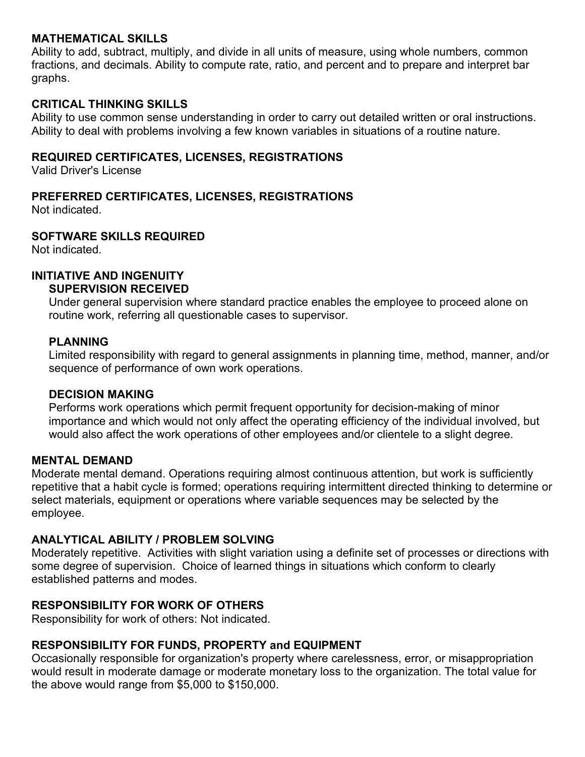## MATHEMATICAL SKILLS

Ability to add, subtract, multiply, and divide in all units of measure, using whole numbers, common fractions, and decimals. Ability to compute rate, ratio, and percent and to prepare and interpret bar graphs.

## CRITICAL THINKING SKILLS

Ability to use common sense understanding in order to carry out detailed written or oral instructions. Ability to deal with problems involving a few known variables in situations of a routine nature.

## REQUIRED CERTIFICATES, LICENSES, REGISTRATIONS

Valid Driver's License

## PREFERRED CERTIFICATES, LICENSES, REGISTRATIONS

Not indicated.

## SOFTWARE SKILLS REQUIRED

Not indicated.

## INITIATIVE AND INGENUITY

### SUPERVISION RECEIVED

Under general supervision where standard practice enables the employee to proceed alone on routine work, referring all questionable cases to supervisor.

### PLANNING

Limited responsibility with regard to general assignments in planning time, method, manner, and/or sequence of performance of own work operations.

### DECISION MAKING

Performs work operations which permit frequent opportunity for decision-making of minor importance and which would not only affect the operating efficiency of the individual involved, but would also affect the work operations of other employees and/or clientele to a slight degree.

## MENTAL DEMAND

Moderate mental demand. Operations requiring almost continuous attention, but work is sufficiently repetitive that a habit cycle is formed; operations requiring intermittent directed thinking to determine or select materials, equipment or operations where variable sequences may be selected by the employee.

## ANALYTICAL ABILITY / PROBLEM SOLVING

Moderately repetitive. Activities with slight variation using a definite set of processes or directions with some degree of supervision. Choice of learned things in situations which conform to clearly established patterns and modes.

## RESPONSIBILITY FOR WORK OF OTHERS

Responsibility for work of others: Not indicated.

## RESPONSIBILITY FOR FUNDS, PROPERTY and EQUIPMENT

Occasionally responsible for organization's property where carelessness, error, or misappropriation would result in moderate damage or moderate monetary loss to the organization. The total value for the above would range from $5,000 to $150,000.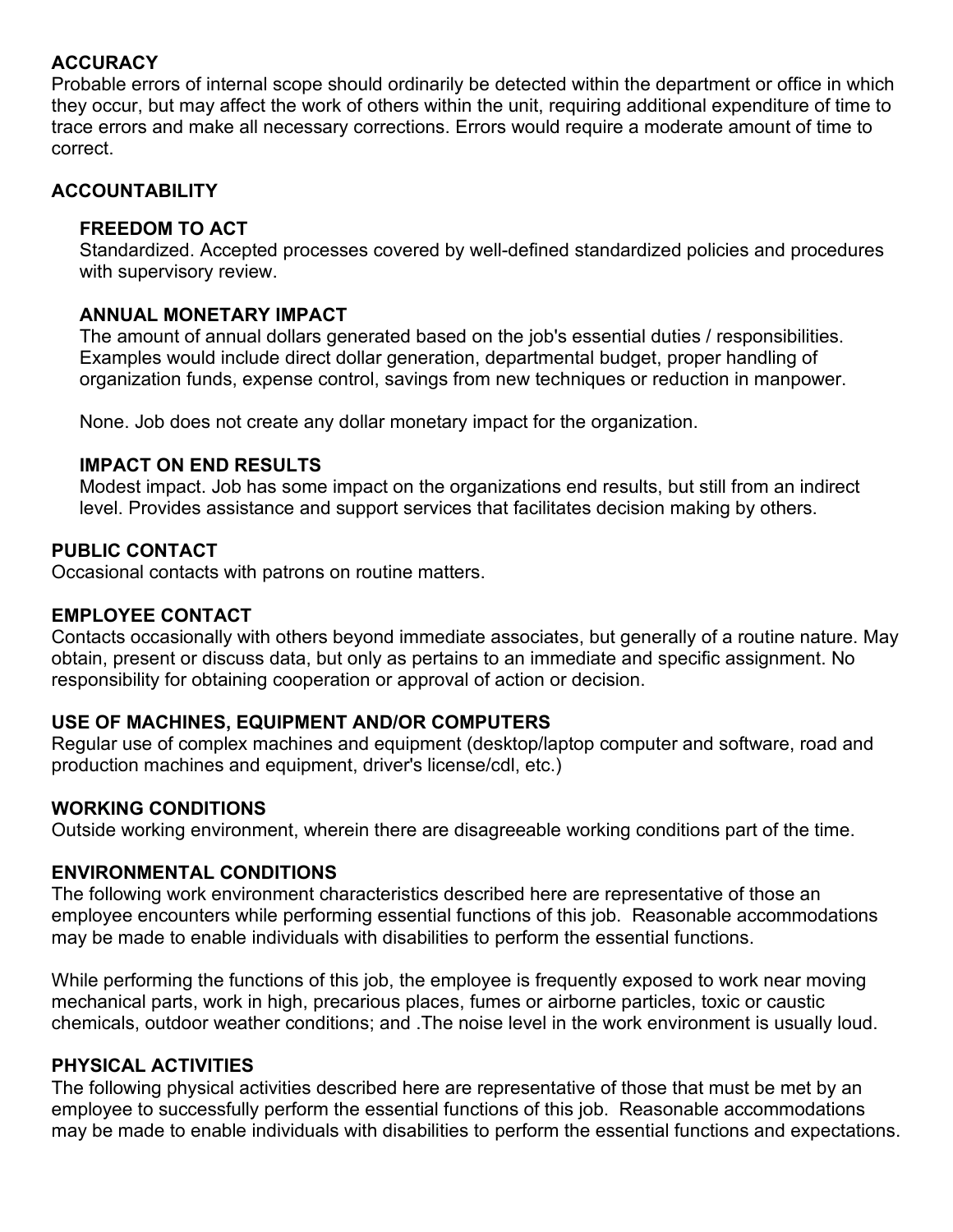## ACCURACY

Probable errors of internal scope should ordinarily be detected within the department or office in which they occur, but may affect the work of others within the unit, requiring additional expenditure of time to trace errors and make all necessary corrections. Errors would require a moderate amount of time to correct.

## ACCOUNTABILITY

### FREEDOM TO ACT

Standardized. Accepted processes covered by well-defined standardized policies and procedures with supervisory review.

### ANNUAL MONETARY IMPACT

The amount of annual dollars generated based on the job's essential duties / responsibilities. Examples would include direct dollar generation, departmental budget, proper handling of organization funds, expense control, savings from new techniques or reduction in manpower.

None. Job does not create any dollar monetary impact for the organization.

### IMPACT ON END RESULTS

Modest impact. Job has some impact on the organizations end results, but still from an indirect level. Provides assistance and support services that facilitates decision making by others.

## PUBLIC CONTACT

Occasional contacts with patrons on routine matters.

## EMPLOYEE CONTACT

Contacts occasionally with others beyond immediate associates, but generally of a routine nature. May obtain, present or discuss data, but only as pertains to an immediate and specific assignment. No responsibility for obtaining cooperation or approval of action or decision.

## USE OF MACHINES, EQUIPMENT AND/OR COMPUTERS

Regular use of complex machines and equipment (desktop/laptop computer and software, road and production machines and equipment, driver's license/cdl, etc.)

## WORKING CONDITIONS

Outside working environment, wherein there are disagreeable working conditions part of the time.

## ENVIRONMENTAL CONDITIONS

The following work environment characteristics described here are representative of those an employee encounters while performing essential functions of this job. Reasonable accommodations may be made to enable individuals with disabilities to perform the essential functions.

While performing the functions of this job, the employee is frequently exposed to work near moving mechanical parts, work in high, precarious places, fumes or airborne particles, toxic or caustic chemicals, outdoor weather conditions; and .The noise level in the work environment is usually loud.

## PHYSICAL ACTIVITIES

The following physical activities described here are representative of those that must be met by an employee to successfully perform the essential functions of this job. Reasonable accommodations may be made to enable individuals with disabilities to perform the essential functions and expectations.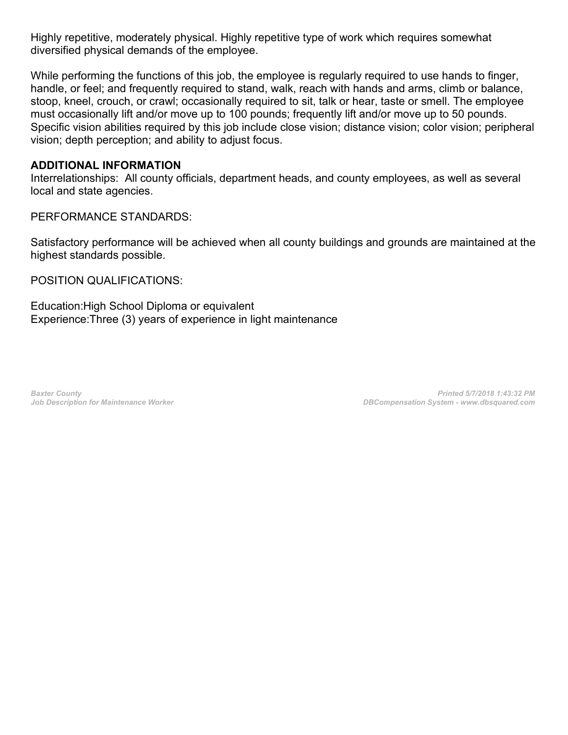Highly repetitive, moderately physical. Highly repetitive type of work which requires somewhat diversified physical demands of the employee.

While performing the functions of this job, the employee is regularly required to use hands to finger, handle, or feel; and frequently required to stand, walk, reach with hands and arms, climb or balance, stoop, kneel, crouch, or crawl; occasionally required to sit, talk or hear, taste or smell. The employee must occasionally lift and/or move up to 100 pounds; frequently lift and/or move up to 50 pounds. Specific vision abilities required by this job include close vision; distance vision; color vision; peripheral vision; depth perception; and ability to adjust focus.

**ADDITIONAL INFORMATION**

Interrelationships: All county officials, department heads, and county employees, as well as several local and state agencies.

PERFORMANCE STANDARDS:

Satisfactory performance will be achieved when all county buildings and grounds are maintained at the highest standards possible.

POSITION QUALIFICATIONS:

Education:High School Diploma or equivalent
Experience:Three (3) years of experience in light maintenance